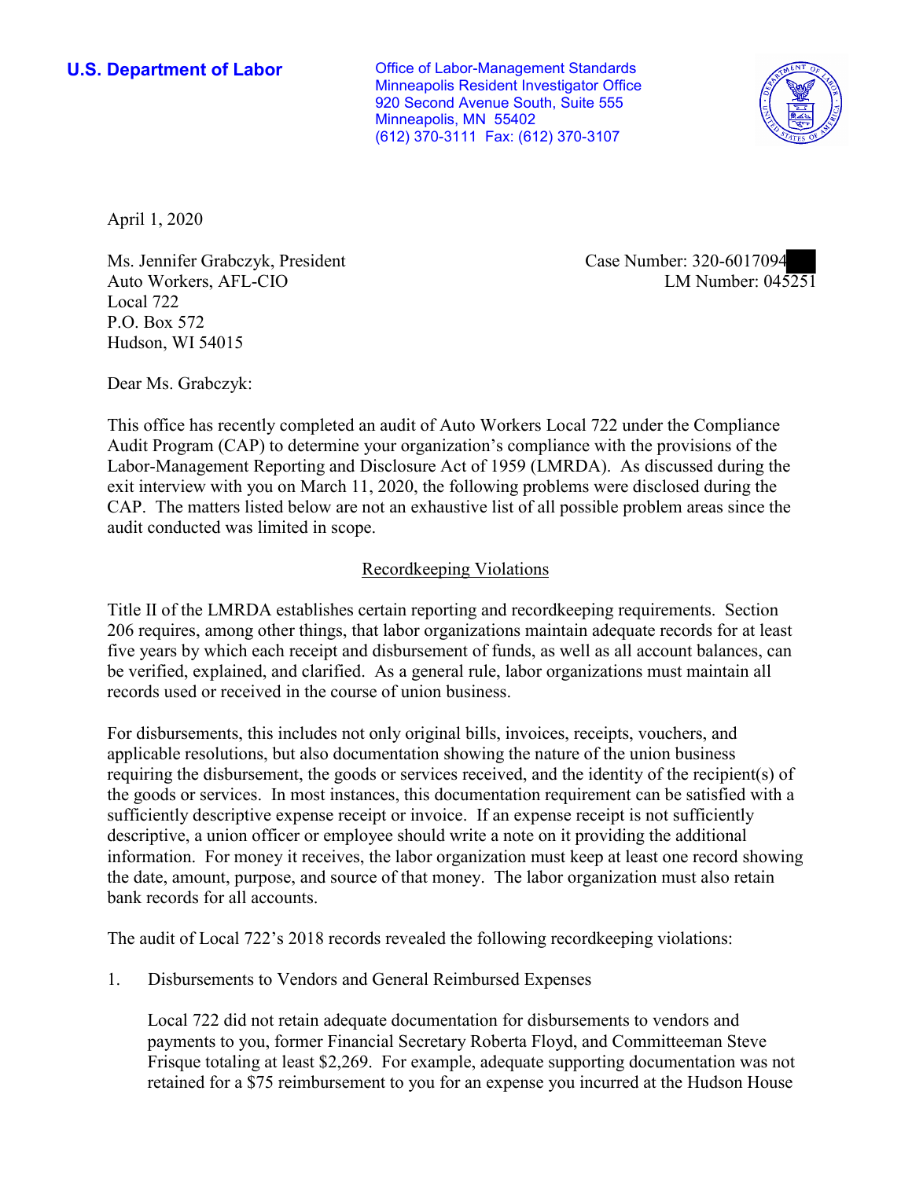**U.S. Department of Labor**

Office of Labor-Management Standards
Minneapolis Resident Investigator Office
920 Second Avenue South, Suite 555
Minneapolis, MN 55402
(612) 370-3111 Fax: (612) 370-3107

April 1, 2020

Ms. Jennifer Grabczyk, President
Auto Workers, AFL-CIO
Local 722
P.O. Box 572
Hudson, WI 54015

Case Number: 320-6017094
LM Number: 045251

Dear Ms. Grabczyk:

This office has recently completed an audit of Auto Workers Local 722 under the Compliance Audit Program (CAP) to determine your organization's compliance with the provisions of the Labor-Management Reporting and Disclosure Act of 1959 (LMRDA). As discussed during the exit interview with you on March 11, 2020, the following problems were disclosed during the CAP. The matters listed below are not an exhaustive list of all possible problem areas since the audit conducted was limited in scope.

## Recordkeeping Violations

Title II of the LMRDA establishes certain reporting and recordkeeping requirements. Section 206 requires, among other things, that labor organizations maintain adequate records for at least five years by which each receipt and disbursement of funds, as well as all account balances, can be verified, explained, and clarified. As a general rule, labor organizations must maintain all records used or received in the course of union business.

For disbursements, this includes not only original bills, invoices, receipts, vouchers, and applicable resolutions, but also documentation showing the nature of the union business requiring the disbursement, the goods or services received, and the identity of the recipient(s) of the goods or services. In most instances, this documentation requirement can be satisfied with a sufficiently descriptive expense receipt or invoice. If an expense receipt is not sufficiently descriptive, a union officer or employee should write a note on it providing the additional information. For money it receives, the labor organization must keep at least one record showing the date, amount, purpose, and source of that money. The labor organization must also retain bank records for all accounts.

The audit of Local 722's 2018 records revealed the following recordkeeping violations:

1. Disbursements to Vendors and General Reimbursed Expenses

   Local 722 did not retain adequate documentation for disbursements to vendors and payments to you, former Financial Secretary Roberta Floyd, and Committeeman Steve Frisque totaling at least $2,269. For example, adequate supporting documentation was not retained for a $75 reimbursement to you for an expense you incurred at the Hudson House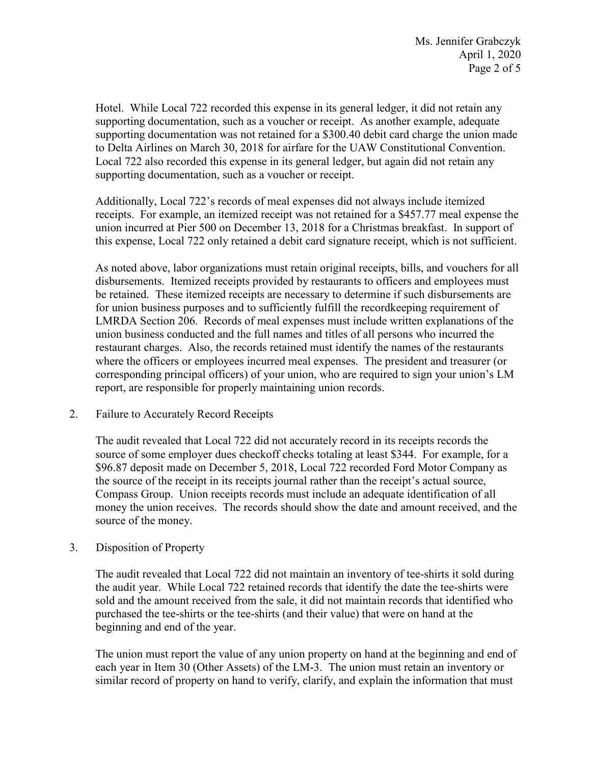Hotel. While Local 722 recorded this expense in its general ledger, it did not retain any supporting documentation, such as a voucher or receipt. As another example, adequate supporting documentation was not retained for a $300.40 debit card charge the union made to Delta Airlines on March 30, 2018 for airfare for the UAW Constitutional Convention. Local 722 also recorded this expense in its general ledger, but again did not retain any supporting documentation, such as a voucher or receipt.

Additionally, Local 722's records of meal expenses did not always include itemized receipts. For example, an itemized receipt was not retained for a $457.77 meal expense the union incurred at Pier 500 on December 13, 2018 for a Christmas breakfast. In support of this expense, Local 722 only retained a debit card signature receipt, which is not sufficient.

As noted above, labor organizations must retain original receipts, bills, and vouchers for all disbursements. Itemized receipts provided by restaurants to officers and employees must be retained. These itemized receipts are necessary to determine if such disbursements are for union business purposes and to sufficiently fulfill the recordkeeping requirement of LMRDA Section 206. Records of meal expenses must include written explanations of the union business conducted and the full names and titles of all persons who incurred the restaurant charges. Also, the records retained must identify the names of the restaurants where the officers or employees incurred meal expenses. The president and treasurer (or corresponding principal officers) of your union, who are required to sign your union's LM report, are responsible for properly maintaining union records.

2. Failure to Accurately Record Receipts

   The audit revealed that Local 722 did not accurately record in its receipts records the source of some employer dues checkoff checks totaling at least $344. For example, for a $96.87 deposit made on December 5, 2018, Local 722 recorded Ford Motor Company as the source of the receipt in its receipts journal rather than the receipt's actual source, Compass Group. Union receipts records must include an adequate identification of all money the union receives. The records should show the date and amount received, and the source of the money.

3. Disposition of Property

   The audit revealed that Local 722 did not maintain an inventory of tee-shirts it sold during the audit year. While Local 722 retained records that identify the date the tee-shirts were sold and the amount received from the sale, it did not maintain records that identified who purchased the tee-shirts or the tee-shirts (and their value) that were on hand at the beginning and end of the year.

   The union must report the value of any union property on hand at the beginning and end of each year in Item 30 (Other Assets) of the LM-3. The union must retain an inventory or similar record of property on hand to verify, clarify, and explain the information that must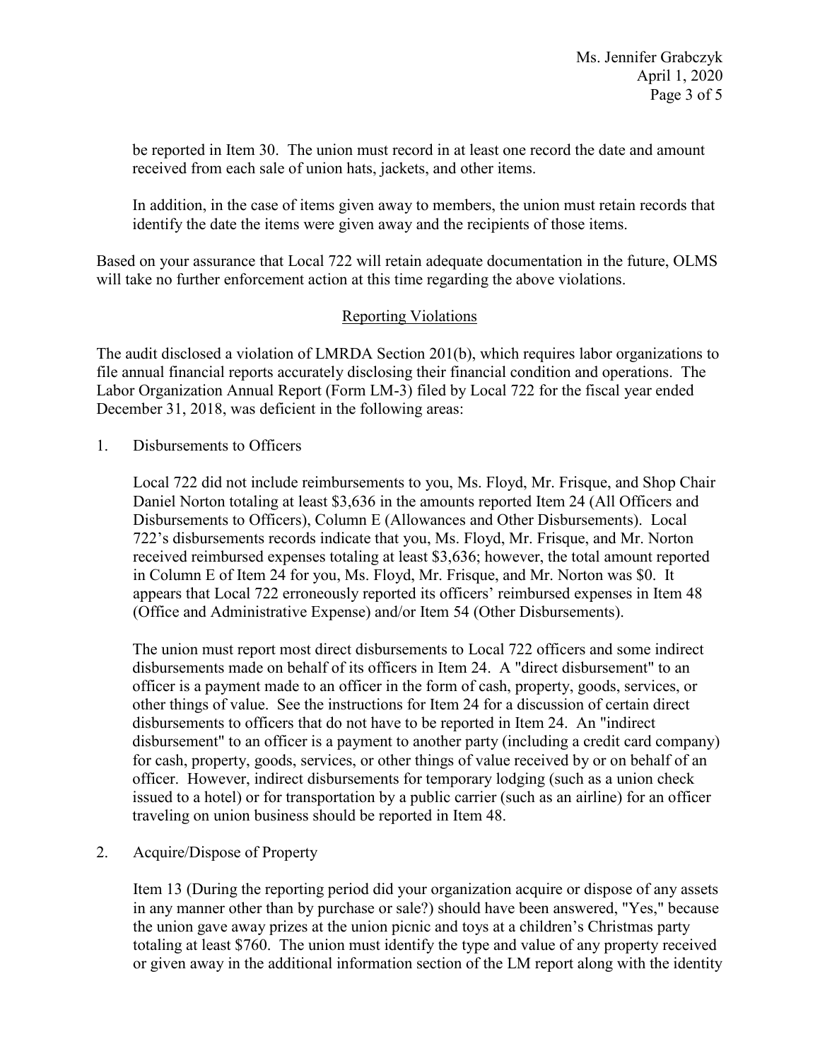be reported in Item 30. The union must record in at least one record the date and amount received from each sale of union hats, jackets, and other items.

In addition, in the case of items given away to members, the union must retain records that identify the date the items were given away and the recipients of those items.

Based on your assurance that Local 722 will retain adequate documentation in the future, OLMS will take no further enforcement action at this time regarding the above violations.

## Reporting Violations

The audit disclosed a violation of LMRDA Section 201(b), which requires labor organizations to file annual financial reports accurately disclosing their financial condition and operations. The Labor Organization Annual Report (Form LM-3) filed by Local 722 for the fiscal year ended December 31, 2018, was deficient in the following areas:

1. Disbursements to Officers

   Local 722 did not include reimbursements to you, Ms. Floyd, Mr. Frisque, and Shop Chair Daniel Norton totaling at least $3,636 in the amounts reported Item 24 (All Officers and Disbursements to Officers), Column E (Allowances and Other Disbursements). Local 722's disbursements records indicate that you, Ms. Floyd, Mr. Frisque, and Mr. Norton received reimbursed expenses totaling at least $3,636; however, the total amount reported in Column E of Item 24 for you, Ms. Floyd, Mr. Frisque, and Mr. Norton was $0. It appears that Local 722 erroneously reported its officers' reimbursed expenses in Item 48 (Office and Administrative Expense) and/or Item 54 (Other Disbursements).

   The union must report most direct disbursements to Local 722 officers and some indirect disbursements made on behalf of its officers in Item 24. A "direct disbursement" to an officer is a payment made to an officer in the form of cash, property, goods, services, or other things of value. See the instructions for Item 24 for a discussion of certain direct disbursements to officers that do not have to be reported in Item 24. An "indirect disbursement" to an officer is a payment to another party (including a credit card company) for cash, property, goods, services, or other things of value received by or on behalf of an officer. However, indirect disbursements for temporary lodging (such as a union check issued to a hotel) or for transportation by a public carrier (such as an airline) for an officer traveling on union business should be reported in Item 48.

2. Acquire/Dispose of Property

   Item 13 (During the reporting period did your organization acquire or dispose of any assets in any manner other than by purchase or sale?) should have been answered, "Yes," because the union gave away prizes at the union picnic and toys at a children's Christmas party totaling at least $760. The union must identify the type and value of any property received or given away in the additional information section of the LM report along with the identity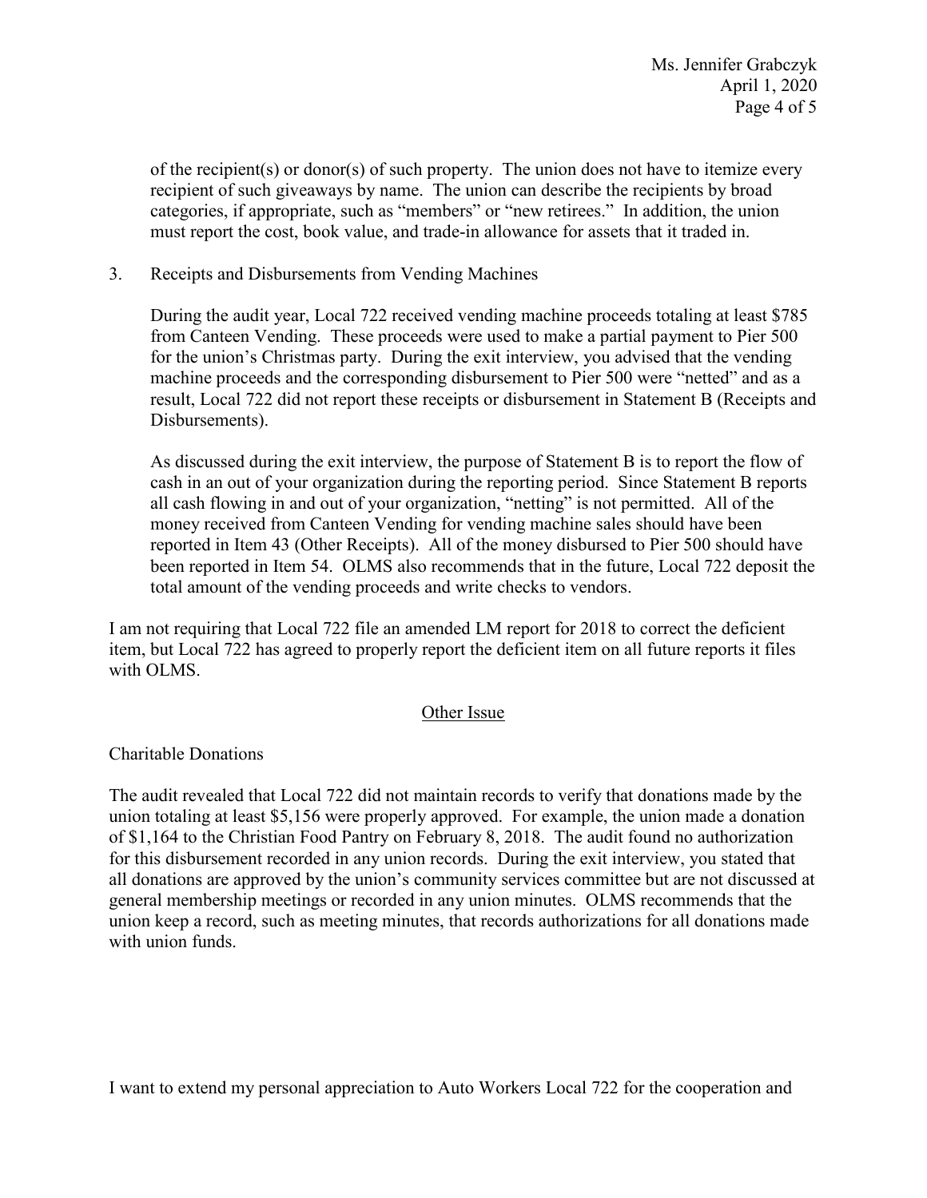of the recipient(s) or donor(s) of such property. The union does not have to itemize every recipient of such giveaways by name. The union can describe the recipients by broad categories, if appropriate, such as "members" or "new retirees." In addition, the union must report the cost, book value, and trade-in allowance for assets that it traded in.

3. Receipts and Disbursements from Vending Machines

   During the audit year, Local 722 received vending machine proceeds totaling at least $785 from Canteen Vending. These proceeds were used to make a partial payment to Pier 500 for the union's Christmas party. During the exit interview, you advised that the vending machine proceeds and the corresponding disbursement to Pier 500 were "netted" and as a result, Local 722 did not report these receipts or disbursement in Statement B (Receipts and Disbursements).

   As discussed during the exit interview, the purpose of Statement B is to report the flow of cash in an out of your organization during the reporting period. Since Statement B reports all cash flowing in and out of your organization, "netting" is not permitted. All of the money received from Canteen Vending for vending machine sales should have been reported in Item 43 (Other Receipts). All of the money disbursed to Pier 500 should have been reported in Item 54. OLMS also recommends that in the future, Local 722 deposit the total amount of the vending proceeds and write checks to vendors.

I am not requiring that Local 722 file an amended LM report for 2018 to correct the deficient item, but Local 722 has agreed to properly report the deficient item on all future reports it files with OLMS.

## Other Issue

Charitable Donations

The audit revealed that Local 722 did not maintain records to verify that donations made by the union totaling at least $5,156 were properly approved. For example, the union made a donation of $1,164 to the Christian Food Pantry on February 8, 2018. The audit found no authorization for this disbursement recorded in any union records. During the exit interview, you stated that all donations are approved by the union's community services committee but are not discussed at general membership meetings or recorded in any union minutes. OLMS recommends that the union keep a record, such as meeting minutes, that records authorizations for all donations made with union funds.

I want to extend my personal appreciation to Auto Workers Local 722 for the cooperation and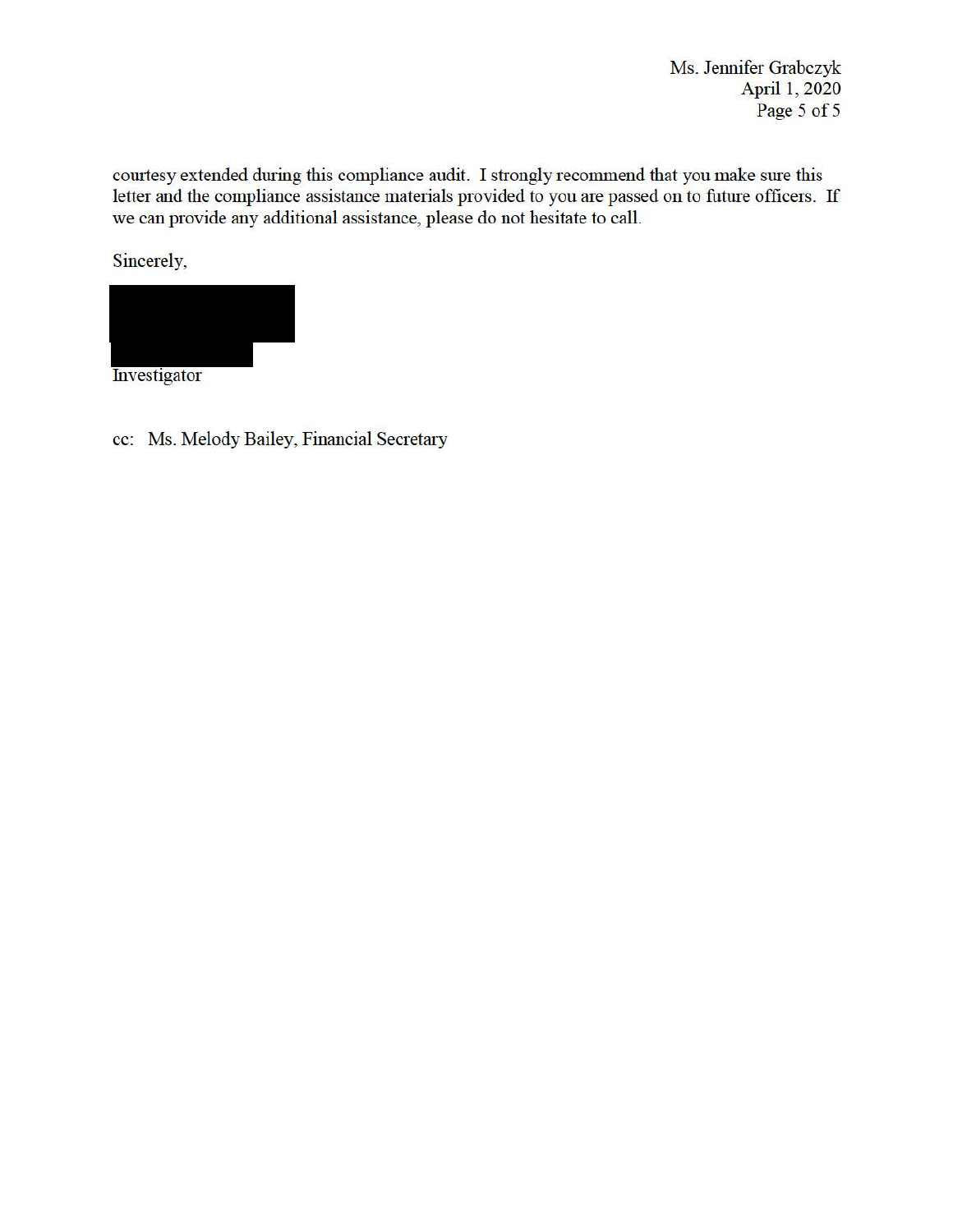courtesy extended during this compliance audit. I strongly recommend that you make sure this letter and the compliance assistance materials provided to you are passed on to future officers. If we can provide any additional assistance, please do not hesitate to call.

Sincerely,

Investigator

cc: Ms. Melody Bailey, Financial Secretary